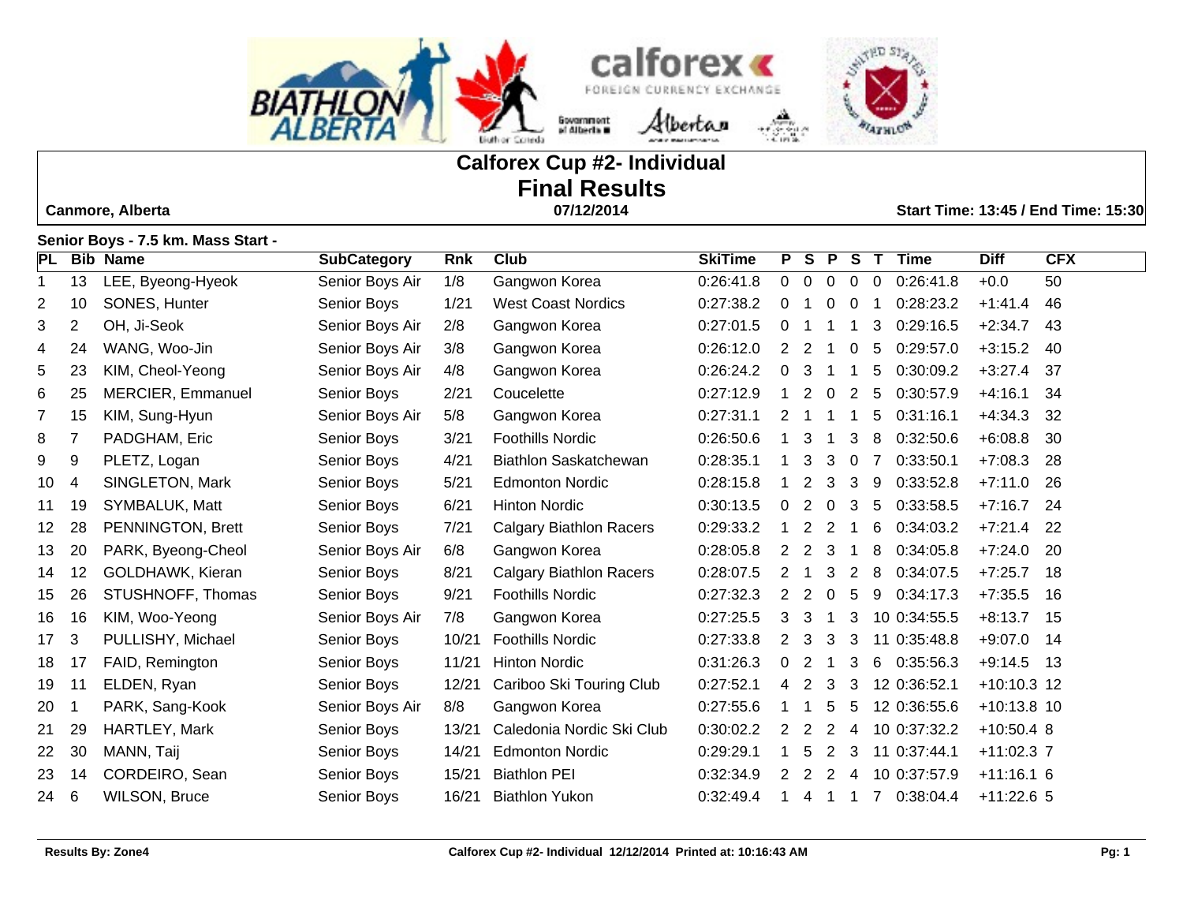# Calforex Cup #2- Individual

## Final Results

**Canmore, Alberta** — **07/12/2014** — **Start Time: 13:45 / End Time: 15:30**

**Senior Boys - 7.5 km. Mass Start -**

| PL | Bib | Name | SubCategory | Rnk | Club | SkiTime | P | S | P | S | T | Time | Diff | CFX |
|---|---|---|---|---|---|---|---|---|---|---|---|---|---|---|
| 1 | 13 | LEE, Byeong-Hyeok | Senior Boys Air | 1/8 | Gangwon Korea | 0:26:41.8 | 0 | 0 | 0 | 0 | 0 | 0:26:41.8 | +0.0 | 50 |
| 2 | 10 | SONES, Hunter | Senior Boys | 1/21 | West Coast Nordics | 0:27:38.2 | 0 | 1 | 0 | 0 | 1 | 0:28:23.2 | +1:41.4 | 46 |
| 3 | 2 | OH, Ji-Seok | Senior Boys Air | 2/8 | Gangwon Korea | 0:27:01.5 | 0 | 1 | 1 | 1 | 3 | 0:29:16.5 | +2:34.7 | 43 |
| 4 | 24 | WANG, Woo-Jin | Senior Boys Air | 3/8 | Gangwon Korea | 0:26:12.0 | 2 | 2 | 1 | 0 | 5 | 0:29:57.0 | +3:15.2 | 40 |
| 5 | 23 | KIM, Cheol-Yeong | Senior Boys Air | 4/8 | Gangwon Korea | 0:26:24.2 | 0 | 3 | 1 | 1 | 5 | 0:30:09.2 | +3:27.4 | 37 |
| 6 | 25 | MERCIER, Emmanuel | Senior Boys | 2/21 | Coucelette | 0:27:12.9 | 1 | 2 | 0 | 2 | 5 | 0:30:57.9 | +4:16.1 | 34 |
| 7 | 15 | KIM, Sung-Hyun | Senior Boys Air | 5/8 | Gangwon Korea | 0:27:31.1 | 2 | 1 | 1 | 1 | 5 | 0:31:16.1 | +4:34.3 | 32 |
| 8 | 7 | PADGHAM, Eric | Senior Boys | 3/21 | Foothills Nordic | 0:26:50.6 | 1 | 3 | 1 | 3 | 8 | 0:32:50.6 | +6:08.8 | 30 |
| 9 | 9 | PLETZ, Logan | Senior Boys | 4/21 | Biathlon Saskatchewan | 0:28:35.1 | 1 | 3 | 3 | 0 | 7 | 0:33:50.1 | +7:08.3 | 28 |
| 10 | 4 | SINGLETON, Mark | Senior Boys | 5/21 | Edmonton Nordic | 0:28:15.8 | 1 | 2 | 3 | 3 | 9 | 0:33:52.8 | +7:11.0 | 26 |
| 11 | 19 | SYMBALUK, Matt | Senior Boys | 6/21 | Hinton Nordic | 0:30:13.5 | 0 | 2 | 0 | 3 | 5 | 0:33:58.5 | +7:16.7 | 24 |
| 12 | 28 | PENNINGTON, Brett | Senior Boys | 7/21 | Calgary Biathlon Racers | 0:29:33.2 | 1 | 2 | 2 | 1 | 6 | 0:34:03.2 | +7:21.4 | 22 |
| 13 | 20 | PARK, Byeong-Cheol | Senior Boys Air | 6/8 | Gangwon Korea | 0:28:05.8 | 2 | 2 | 3 | 1 | 8 | 0:34:05.8 | +7:24.0 | 20 |
| 14 | 12 | GOLDHAWK, Kieran | Senior Boys | 8/21 | Calgary Biathlon Racers | 0:28:07.5 | 2 | 1 | 3 | 2 | 8 | 0:34:07.5 | +7:25.7 | 18 |
| 15 | 26 | STUSHNOFF, Thomas | Senior Boys | 9/21 | Foothills Nordic | 0:27:32.3 | 2 | 2 | 0 | 5 | 9 | 0:34:17.3 | +7:35.5 | 16 |
| 16 | 16 | KIM, Woo-Yeong | Senior Boys Air | 7/8 | Gangwon Korea | 0:27:25.5 | 3 | 3 | 1 | 3 | 10 | 0:34:55.5 | +8:13.7 | 15 |
| 17 | 3 | PULLISHY, Michael | Senior Boys | 10/21 | Foothills Nordic | 0:27:33.8 | 2 | 3 | 3 | 3 | 11 | 0:35:48.8 | +9:07.0 | 14 |
| 18 | 17 | FAID, Remington | Senior Boys | 11/21 | Hinton Nordic | 0:31:26.3 | 0 | 2 | 1 | 3 | 6 | 0:35:56.3 | +9:14.5 | 13 |
| 19 | 11 | ELDEN, Ryan | Senior Boys | 12/21 | Cariboo Ski Touring Club | 0:27:52.1 | 4 | 2 | 3 | 3 | 12 | 0:36:52.1 | +10:10.3 | 12 |
| 20 | 1 | PARK, Sang-Kook | Senior Boys Air | 8/8 | Gangwon Korea | 0:27:55.6 | 1 | 1 | 5 | 5 | 12 | 0:36:55.6 | +10:13.8 | 10 |
| 21 | 29 | HARTLEY, Mark | Senior Boys | 13/21 | Caledonia Nordic Ski Club | 0:30:02.2 | 2 | 2 | 2 | 4 | 10 | 0:37:32.2 | +10:50.4 | 8 |
| 22 | 30 | MANN, Taij | Senior Boys | 14/21 | Edmonton Nordic | 0:29:29.1 | 1 | 5 | 2 | 3 | 11 | 0:37:44.1 | +11:02.3 | 7 |
| 23 | 14 | CORDEIRO, Sean | Senior Boys | 15/21 | Biathlon PEI | 0:32:34.9 | 2 | 2 | 2 | 4 | 10 | 0:37:57.9 | +11:16.1 | 6 |
| 24 | 6 | WILSON, Bruce | Senior Boys | 16/21 | Biathlon Yukon | 0:32:49.4 | 1 | 4 | 1 | 1 | 7 | 0:38:04.4 | +11:22.6 | 5 |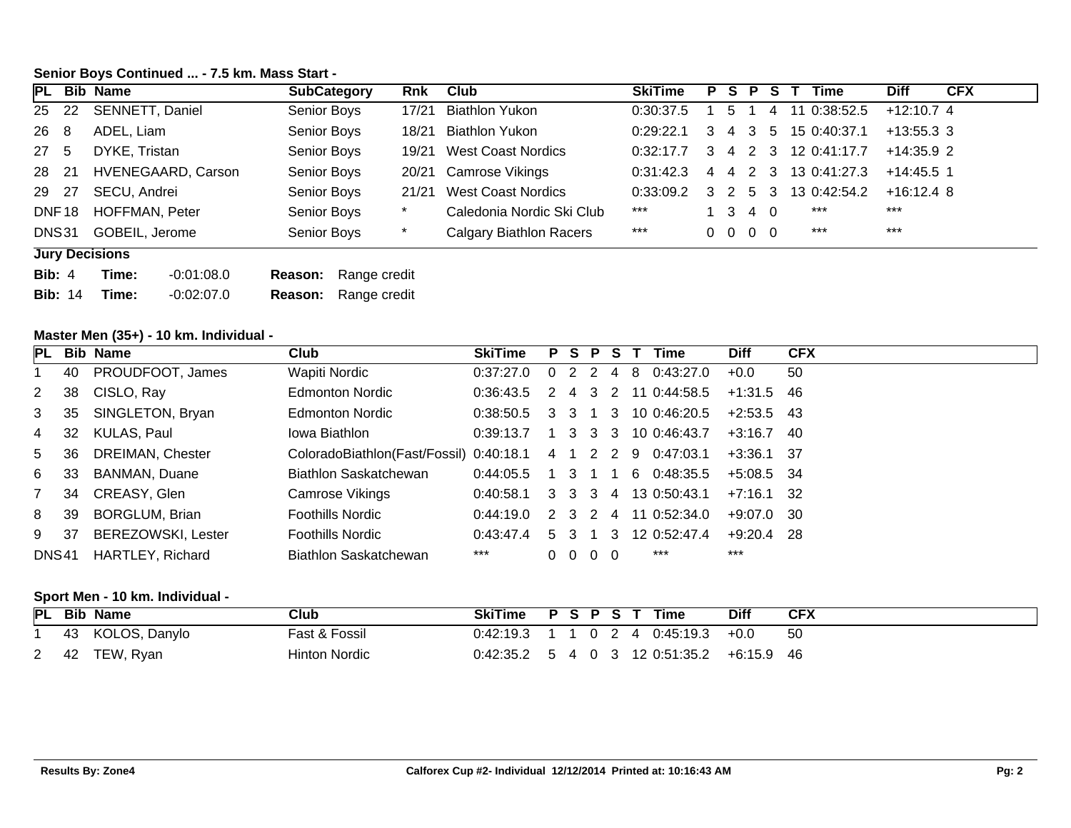**Senior Boys Continued ... - 7.5 km. Mass Start -**

| PL | Bib | Name | SubCategory | Rnk | Club | SkiTime | P | S | P | S | T | Time | Diff | CFX |
|---|---|---|---|---|---|---|---|---|---|---|---|---|---|---|
| 25 | 22 | SENNETT, Daniel | Senior Boys | 17/21 | Biathlon Yukon | 0:30:37.5 | 1 | 5 | 1 | 4 | 11 | 0:38:52.5 | +12:10.7 | 4 |
| 26 | 8 | ADEL, Liam | Senior Boys | 18/21 | Biathlon Yukon | 0:29:22.1 | 3 | 4 | 3 | 5 | 15 | 0:40:37.1 | +13:55.3 | 3 |
| 27 | 5 | DYKE, Tristan | Senior Boys | 19/21 | West Coast Nordics | 0:32:17.7 | 3 | 4 | 2 | 3 | 12 | 0:41:17.7 | +14:35.9 | 2 |
| 28 | 21 | HVENEGAARD, Carson | Senior Boys | 20/21 | Camrose Vikings | 0:31:42.3 | 4 | 4 | 2 | 3 | 13 | 0:41:27.3 | +14:45.5 | 1 |
| 29 | 27 | SECU, Andrei | Senior Boys | 21/21 | West Coast Nordics | 0:33:09.2 | 3 | 2 | 5 | 3 | 13 | 0:42:54.2 | +16:12.4 | 8 |
| DNF | 18 | HOFFMAN, Peter | Senior Boys | * | Caledonia Nordic Ski Club | *** | 1 | 3 | 4 | 0 | | *** | *** | |
| DNS | 31 | GOBEIL, Jerome | Senior Boys | * | Calgary Biathlon Racers | *** | 0 | 0 | 0 | 0 | | *** | *** | |

**Jury Decisions**

**Bib:** 4 **Time:** -0:01:08.0 **Reason:** Range credit

**Bib:** 14 **Time:** -0:02:07.0 **Reason:** Range credit

**Master Men (35+) - 10 km. Individual -**

| PL | Bib | Name | Club | SkiTime | P | S | P | S | T | Time | Diff | CFX |
|---|---|---|---|---|---|---|---|---|---|---|---|---|
| 1 | 40 | PROUDFOOT, James | Wapiti Nordic | 0:37:27.0 | 0 | 2 | 2 | 4 | 8 | 0:43:27.0 | +0.0 | 50 |
| 2 | 38 | CISLO, Ray | Edmonton Nordic | 0:36:43.5 | 2 | 4 | 3 | 2 | 11 | 0:44:58.5 | +1:31.5 | 46 |
| 3 | 35 | SINGLETON, Bryan | Edmonton Nordic | 0:38:50.5 | 3 | 3 | 1 | 3 | 10 | 0:46:20.5 | +2:53.5 | 43 |
| 4 | 32 | KULAS, Paul | Iowa Biathlon | 0:39:13.7 | 1 | 3 | 3 | 3 | 10 | 0:46:43.7 | +3:16.7 | 40 |
| 5 | 36 | DREIMAN, Chester | ColoradoBiathlon(Fast/Fossil) | 0:40:18.1 | 4 | 1 | 2 | 2 | 9 | 0:47:03.1 | +3:36.1 | 37 |
| 6 | 33 | BANMAN, Duane | Biathlon Saskatchewan | 0:44:05.5 | 1 | 3 | 1 | 1 | 6 | 0:48:35.5 | +5:08.5 | 34 |
| 7 | 34 | CREASY, Glen | Camrose Vikings | 0:40:58.1 | 3 | 3 | 3 | 4 | 13 | 0:50:43.1 | +7:16.1 | 32 |
| 8 | 39 | BORGLUM, Brian | Foothills Nordic | 0:44:19.0 | 2 | 3 | 2 | 4 | 11 | 0:52:34.0 | +9:07.0 | 30 |
| 9 | 37 | BEREZOWSKI, Lester | Foothills Nordic | 0:43:47.4 | 5 | 3 | 1 | 3 | 12 | 0:52:47.4 | +9:20.4 | 28 |
| DNS | 41 | HARTLEY, Richard | Biathlon Saskatchewan | *** | 0 | 0 | 0 | 0 | | *** | *** | |

**Sport Men - 10 km. Individual -**

| PL | Bib | Name | Club | SkiTime | P | S | P | S | T | Time | Diff | CFX |
|---|---|---|---|---|---|---|---|---|---|---|---|---|
| 1 | 43 | KOLOS, Danylo | Fast & Fossil | 0:42:19.3 | 1 | 1 | 0 | 2 | 4 | 0:45:19.3 | +0.0 | 50 |
| 2 | 42 | TEW, Ryan | Hinton Nordic | 0:42:35.2 | 5 | 4 | 0 | 3 | 12 | 0:51:35.2 | +6:15.9 | 46 |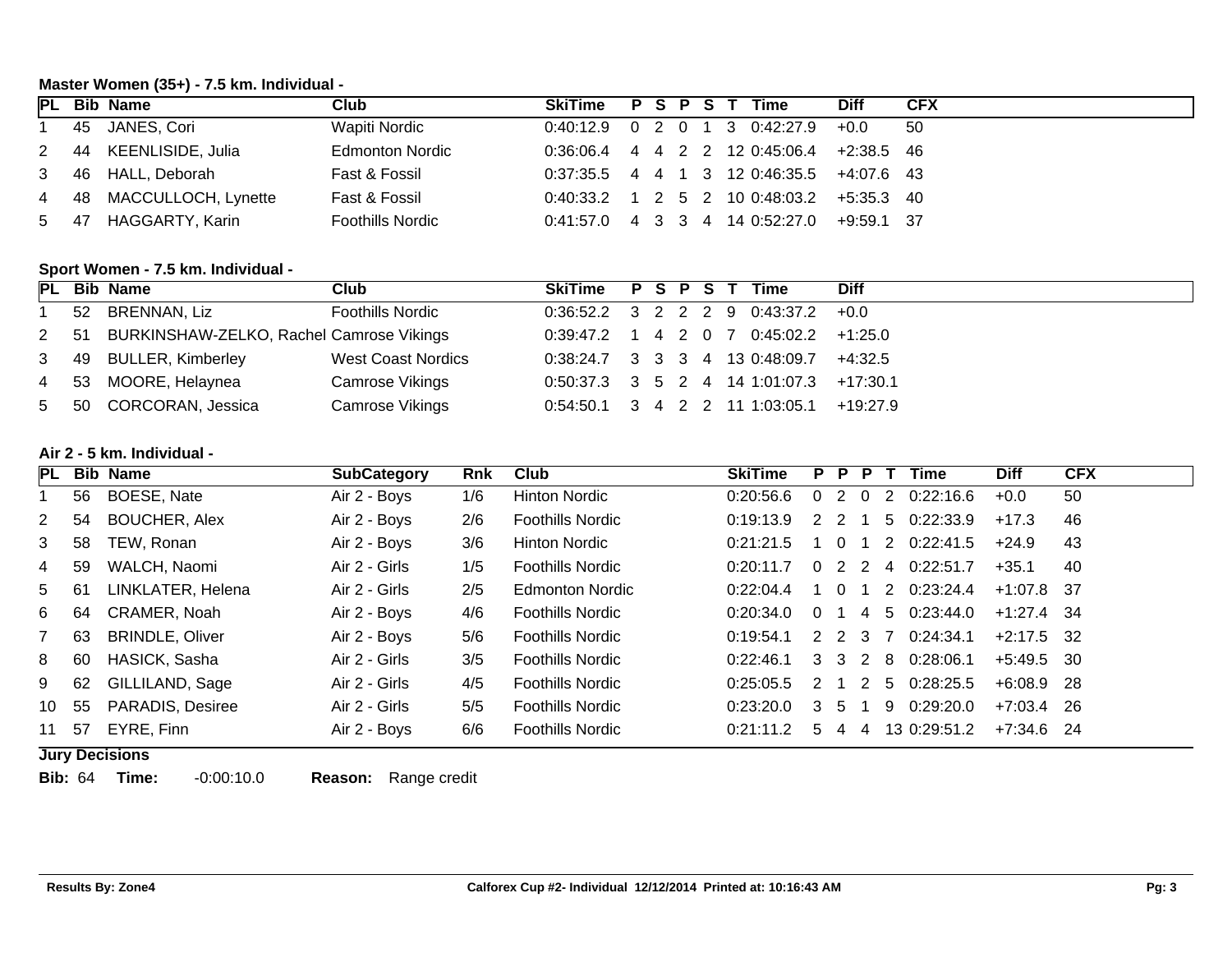### Master Women (35+) - 7.5 km. Individual -

| PL | Bib | Name | Club | SkiTime | P | S | P | S | T | Time | Diff | CFX |
|---|---|---|---|---|---|---|---|---|---|---|---|---|
| 1 | 45 | JANES, Cori | Wapiti Nordic | 0:40:12.9 | 0 | 2 | 0 | 1 | 3 | 0:42:27.9 | +0.0 | 50 |
| 2 | 44 | KEENLISIDE, Julia | Edmonton Nordic | 0:36:06.4 | 4 | 4 | 2 | 2 | 12 | 0:45:06.4 | +2:38.5 | 46 |
| 3 | 46 | HALL, Deborah | Fast & Fossil | 0:37:35.5 | 4 | 4 | 1 | 3 | 12 | 0:46:35.5 | +4:07.6 | 43 |
| 4 | 48 | MACCULLOCH, Lynette | Fast & Fossil | 0:40:33.2 | 1 | 2 | 5 | 2 | 10 | 0:48:03.2 | +5:35.3 | 40 |
| 5 | 47 | HAGGARTY, Karin | Foothills Nordic | 0:41:57.0 | 4 | 3 | 3 | 4 | 14 | 0:52:27.0 | +9:59.1 | 37 |

### Sport Women - 7.5 km. Individual -

| PL | Bib | Name | Club | SkiTime | P | S | P | S | T | Time | Diff |
|---|---|---|---|---|---|---|---|---|---|---|---|
| 1 | 52 | BRENNAN, Liz | Foothills Nordic | 0:36:52.2 | 3 | 2 | 2 | 2 | 9 | 0:43:37.2 | +0.0 |
| 2 | 51 | BURKINSHAW-ZELKO, Rachel | Camrose Vikings | 0:39:47.2 | 1 | 4 | 2 | 0 | 7 | 0:45:02.2 | +1:25.0 |
| 3 | 49 | BULLER, Kimberley | West Coast Nordics | 0:38:24.7 | 3 | 3 | 3 | 4 | 13 | 0:48:09.7 | +4:32.5 |
| 4 | 53 | MOORE, Helaynea | Camrose Vikings | 0:50:37.3 | 3 | 5 | 2 | 4 | 14 | 1:01:07.3 | +17:30.1 |
| 5 | 50 | CORCORAN, Jessica | Camrose Vikings | 0:54:50.1 | 3 | 4 | 2 | 2 | 11 | 1:03:05.1 | +19:27.9 |

### Air 2 - 5 km. Individual -

| PL | Bib | Name | SubCategory | Rnk | Club | SkiTime | P | P | P | T | Time | Diff | CFX |
|---|---|---|---|---|---|---|---|---|---|---|---|---|---|
| 1 | 56 | BOESE, Nate | Air 2 - Boys | 1/6 | Hinton Nordic | 0:20:56.6 | 0 | 2 | 0 | 2 | 0:22:16.6 | +0.0 | 50 |
| 2 | 54 | BOUCHER, Alex | Air 2 - Boys | 2/6 | Foothills Nordic | 0:19:13.9 | 2 | 2 | 1 | 5 | 0:22:33.9 | +17.3 | 46 |
| 3 | 58 | TEW, Ronan | Air 2 - Boys | 3/6 | Hinton Nordic | 0:21:21.5 | 1 | 0 | 1 | 2 | 0:22:41.5 | +24.9 | 43 |
| 4 | 59 | WALCH, Naomi | Air 2 - Girls | 1/5 | Foothills Nordic | 0:20:11.7 | 0 | 2 | 2 | 4 | 0:22:51.7 | +35.1 | 40 |
| 5 | 61 | LINKLATER, Helena | Air 2 - Girls | 2/5 | Edmonton Nordic | 0:22:04.4 | 1 | 0 | 1 | 2 | 0:23:24.4 | +1:07.8 | 37 |
| 6 | 64 | CRAMER, Noah | Air 2 - Boys | 4/6 | Foothills Nordic | 0:20:34.0 | 0 | 1 | 4 | 5 | 0:23:44.0 | +1:27.4 | 34 |
| 7 | 63 | BRINDLE, Oliver | Air 2 - Boys | 5/6 | Foothills Nordic | 0:19:54.1 | 2 | 2 | 3 | 7 | 0:24:34.1 | +2:17.5 | 32 |
| 8 | 60 | HASICK, Sasha | Air 2 - Girls | 3/5 | Foothills Nordic | 0:22:46.1 | 3 | 3 | 2 | 8 | 0:28:06.1 | +5:49.5 | 30 |
| 9 | 62 | GILLILAND, Sage | Air 2 - Girls | 4/5 | Foothills Nordic | 0:25:05.5 | 2 | 1 | 2 | 5 | 0:28:25.5 | +6:08.9 | 28 |
| 10 | 55 | PARADIS, Desiree | Air 2 - Girls | 5/5 | Foothills Nordic | 0:23:20.0 | 3 | 5 | 1 | 9 | 0:29:20.0 | +7:03.4 | 26 |
| 11 | 57 | EYRE, Finn | Air 2 - Boys | 6/6 | Foothills Nordic | 0:21:11.2 | 5 | 4 | 4 | 13 | 0:29:51.2 | +7:34.6 | 24 |

**Jury Decisions**

**Bib:** 64 **Time:** -0:00:10.0 **Reason:** Range credit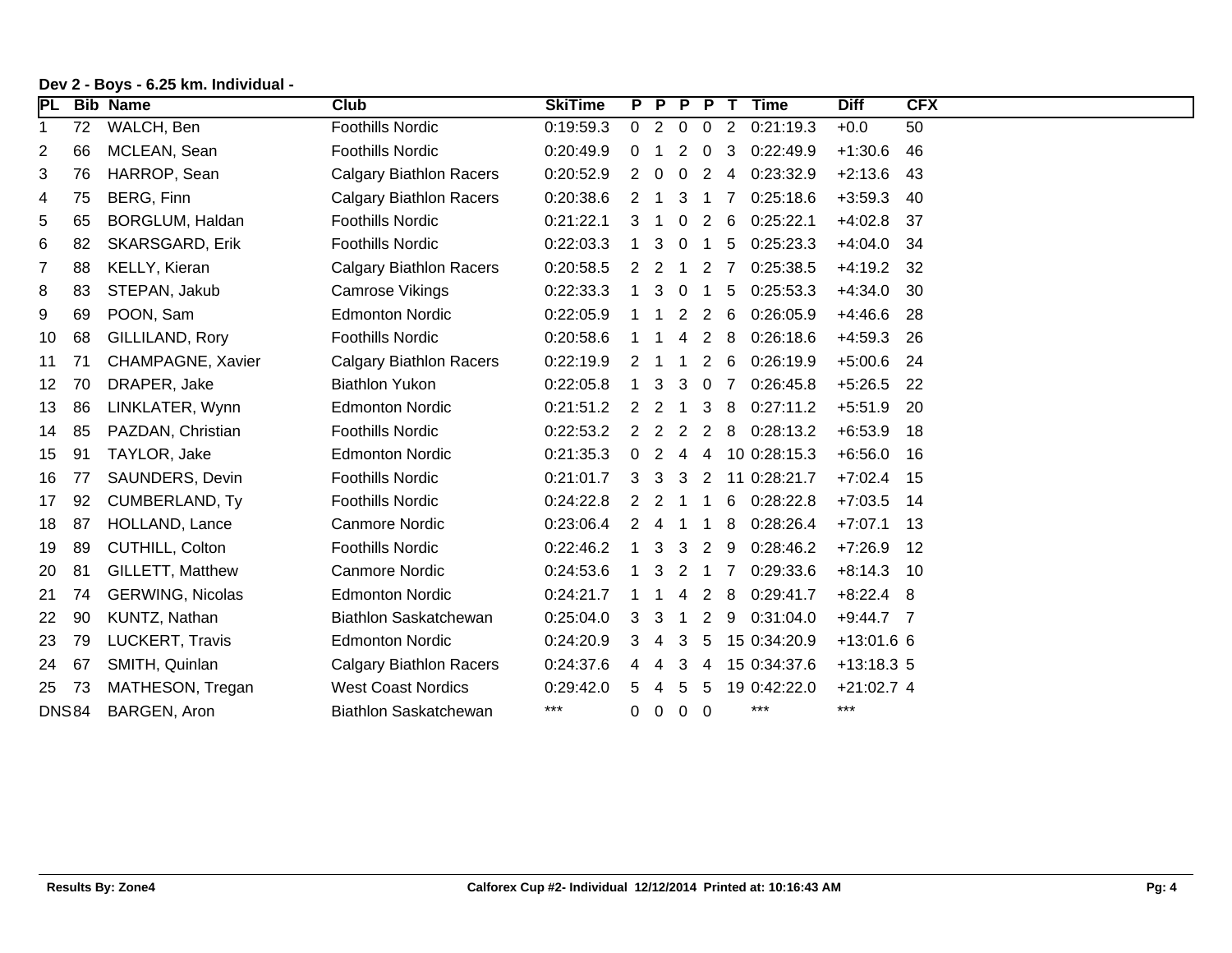**Dev 2 - Boys - 6.25 km. Individual -**

| PL | Bib | Name | Club | SkiTime | P | P | P | P | T | Time | Diff | CFX |
|---|---|---|---|---|---|---|---|---|---|---|---|---|
| 1 | 72 | WALCH, Ben | Foothills Nordic | 0:19:59.3 | 0 | 2 | 0 | 0 | 2 | 0:21:19.3 | +0.0 | 50 |
| 2 | 66 | MCLEAN, Sean | Foothills Nordic | 0:20:49.9 | 0 | 1 | 2 | 0 | 3 | 0:22:49.9 | +1:30.6 | 46 |
| 3 | 76 | HARROP, Sean | Calgary Biathlon Racers | 0:20:52.9 | 2 | 0 | 0 | 2 | 4 | 0:23:32.9 | +2:13.6 | 43 |
| 4 | 75 | BERG, Finn | Calgary Biathlon Racers | 0:20:38.6 | 2 | 1 | 3 | 1 | 7 | 0:25:18.6 | +3:59.3 | 40 |
| 5 | 65 | BORGLUM, Haldan | Foothills Nordic | 0:21:22.1 | 3 | 1 | 0 | 2 | 6 | 0:25:22.1 | +4:02.8 | 37 |
| 6 | 82 | SKARSGARD, Erik | Foothills Nordic | 0:22:03.3 | 1 | 3 | 0 | 1 | 5 | 0:25:23.3 | +4:04.0 | 34 |
| 7 | 88 | KELLY, Kieran | Calgary Biathlon Racers | 0:20:58.5 | 2 | 2 | 1 | 2 | 7 | 0:25:38.5 | +4:19.2 | 32 |
| 8 | 83 | STEPAN, Jakub | Camrose Vikings | 0:22:33.3 | 1 | 3 | 0 | 1 | 5 | 0:25:53.3 | +4:34.0 | 30 |
| 9 | 69 | POON, Sam | Edmonton Nordic | 0:22:05.9 | 1 | 1 | 2 | 2 | 6 | 0:26:05.9 | +4:46.6 | 28 |
| 10 | 68 | GILLILAND, Rory | Foothills Nordic | 0:20:58.6 | 1 | 1 | 4 | 2 | 8 | 0:26:18.6 | +4:59.3 | 26 |
| 11 | 71 | CHAMPAGNE, Xavier | Calgary Biathlon Racers | 0:22:19.9 | 2 | 1 | 1 | 2 | 6 | 0:26:19.9 | +5:00.6 | 24 |
| 12 | 70 | DRAPER, Jake | Biathlon Yukon | 0:22:05.8 | 1 | 3 | 3 | 0 | 7 | 0:26:45.8 | +5:26.5 | 22 |
| 13 | 86 | LINKLATER, Wynn | Edmonton Nordic | 0:21:51.2 | 2 | 2 | 1 | 3 | 8 | 0:27:11.2 | +5:51.9 | 20 |
| 14 | 85 | PAZDAN, Christian | Foothills Nordic | 0:22:53.2 | 2 | 2 | 2 | 2 | 8 | 0:28:13.2 | +6:53.9 | 18 |
| 15 | 91 | TAYLOR, Jake | Edmonton Nordic | 0:21:35.3 | 0 | 2 | 4 | 4 | 10 | 0:28:15.3 | +6:56.0 | 16 |
| 16 | 77 | SAUNDERS, Devin | Foothills Nordic | 0:21:01.7 | 3 | 3 | 3 | 2 | 11 | 0:28:21.7 | +7:02.4 | 15 |
| 17 | 92 | CUMBERLAND, Ty | Foothills Nordic | 0:24:22.8 | 2 | 2 | 1 | 1 | 6 | 0:28:22.8 | +7:03.5 | 14 |
| 18 | 87 | HOLLAND, Lance | Canmore Nordic | 0:23:06.4 | 2 | 4 | 1 | 1 | 8 | 0:28:26.4 | +7:07.1 | 13 |
| 19 | 89 | CUTHILL, Colton | Foothills Nordic | 0:22:46.2 | 1 | 3 | 3 | 2 | 9 | 0:28:46.2 | +7:26.9 | 12 |
| 20 | 81 | GILLETT, Matthew | Canmore Nordic | 0:24:53.6 | 1 | 3 | 2 | 1 | 7 | 0:29:33.6 | +8:14.3 | 10 |
| 21 | 74 | GERWING, Nicolas | Edmonton Nordic | 0:24:21.7 | 1 | 1 | 4 | 2 | 8 | 0:29:41.7 | +8:22.4 | 8 |
| 22 | 90 | KUNTZ, Nathan | Biathlon Saskatchewan | 0:25:04.0 | 3 | 3 | 1 | 2 | 9 | 0:31:04.0 | +9:44.7 | 7 |
| 23 | 79 | LUCKERT, Travis | Edmonton Nordic | 0:24:20.9 | 3 | 4 | 3 | 5 | 15 | 0:34:20.9 | +13:01.6 | 6 |
| 24 | 67 | SMITH, Quinlan | Calgary Biathlon Racers | 0:24:37.6 | 4 | 4 | 3 | 4 | 15 | 0:34:37.6 | +13:18.3 | 5 |
| 25 | 73 | MATHESON, Tregan | West Coast Nordics | 0:29:42.0 | 5 | 4 | 5 | 5 | 19 | 0:42:22.0 | +21:02.7 | 4 |
| DNS | 84 | BARGEN, Aron | Biathlon Saskatchewan | *** | 0 | 0 | 0 | 0 | | *** | *** | |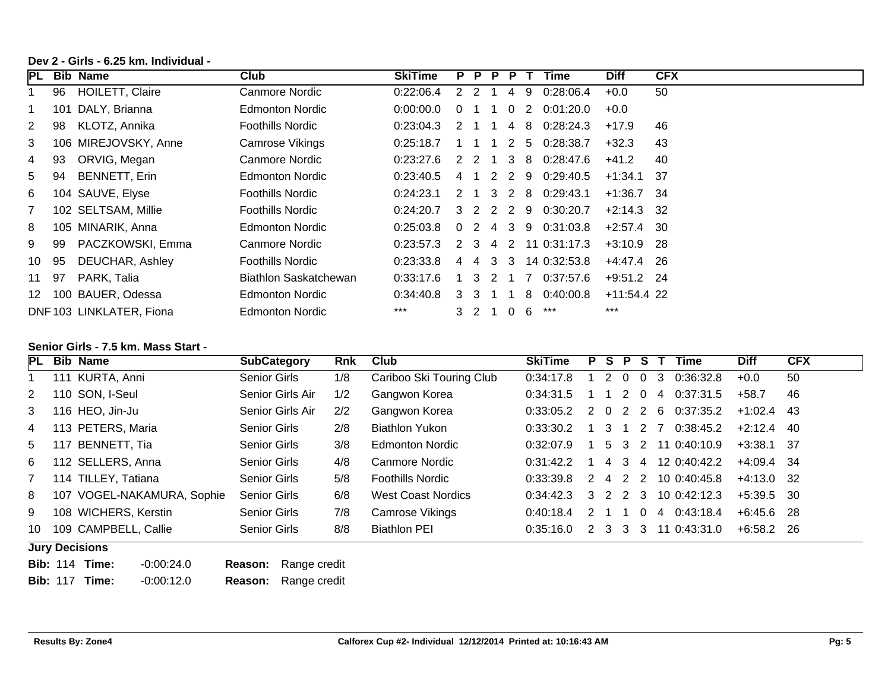**Dev 2 - Girls - 6.25 km. Individual -**

| PL | Bib | Name | Club | SkiTime | P | P | P | P | T | Time | Diff | CFX |
|---|---|---|---|---|---|---|---|---|---|---|---|---|
| 1 | 96 | HOILETT, Claire | Canmore Nordic | 0:22:06.4 | 2 | 2 | 1 | 4 | 9 | 0:28:06.4 | +0.0 | 50 |
| 1 | 101 | DALY, Brianna | Edmonton Nordic | 0:00:00.0 | 0 | 1 | 1 | 0 | 2 | 0:01:20.0 | +0.0 | |
| 2 | 98 | KLOTZ, Annika | Foothills Nordic | 0:23:04.3 | 2 | 1 | 1 | 4 | 8 | 0:28:24.3 | +17.9 | 46 |
| 3 | 106 | MIREJOVSKY, Anne | Camrose Vikings | 0:25:18.7 | 1 | 1 | 1 | 2 | 5 | 0:28:38.7 | +32.3 | 43 |
| 4 | 93 | ORVIG, Megan | Canmore Nordic | 0:23:27.6 | 2 | 2 | 1 | 3 | 8 | 0:28:47.6 | +41.2 | 40 |
| 5 | 94 | BENNETT, Erin | Edmonton Nordic | 0:23:40.5 | 4 | 1 | 2 | 2 | 9 | 0:29:40.5 | +1:34.1 | 37 |
| 6 | 104 | SAUVE, Elyse | Foothills Nordic | 0:24:23.1 | 2 | 1 | 3 | 2 | 8 | 0:29:43.1 | +1:36.7 | 34 |
| 7 | 102 | SELTSAM, Millie | Foothills Nordic | 0:24:20.7 | 3 | 2 | 2 | 2 | 9 | 0:30:20.7 | +2:14.3 | 32 |
| 8 | 105 | MINARIK, Anna | Edmonton Nordic | 0:25:03.8 | 0 | 2 | 4 | 3 | 9 | 0:31:03.8 | +2:57.4 | 30 |
| 9 | 99 | PACZKOWSKI, Emma | Canmore Nordic | 0:23:57.3 | 2 | 3 | 4 | 2 | 11 | 0:31:17.3 | +3:10.9 | 28 |
| 10 | 95 | DEUCHAR, Ashley | Foothills Nordic | 0:23:33.8 | 4 | 4 | 3 | 3 | 14 | 0:32:53.8 | +4:47.4 | 26 |
| 11 | 97 | PARK, Talia | Biathlon Saskatchewan | 0:33:17.6 | 1 | 3 | 2 | 1 | 7 | 0:37:57.6 | +9:51.2 | 24 |
| 12 | 100 | BAUER, Odessa | Edmonton Nordic | 0:34:40.8 | 3 | 3 | 1 | 1 | 8 | 0:40:00.8 | +11:54.4 | 22 |
| DNF | 103 | LINKLATER, Fiona | Edmonton Nordic | *** | 3 | 2 | 1 | 0 | 6 | *** | *** | |

**Senior Girls - 7.5 km. Mass Start -**

| PL | Bib | Name | SubCategory | Rnk | Club | SkiTime | P | S | P | S | T | Time | Diff | CFX |
|---|---|---|---|---|---|---|---|---|---|---|---|---|---|---|
| 1 | 111 | KURTA, Anni | Senior Girls | 1/8 | Cariboo Ski Touring Club | 0:34:17.8 | 1 | 2 | 0 | 0 | 3 | 0:36:32.8 | +0.0 | 50 |
| 2 | 110 | SON, I-Seul | Senior Girls Air | 1/2 | Gangwon Korea | 0:34:31.5 | 1 | 1 | 2 | 0 | 4 | 0:37:31.5 | +58.7 | 46 |
| 3 | 116 | HEO, Jin-Ju | Senior Girls Air | 2/2 | Gangwon Korea | 0:33:05.2 | 2 | 0 | 2 | 2 | 6 | 0:37:35.2 | +1:02.4 | 43 |
| 4 | 113 | PETERS, Maria | Senior Girls | 2/8 | Biathlon Yukon | 0:33:30.2 | 1 | 3 | 1 | 2 | 7 | 0:38:45.2 | +2:12.4 | 40 |
| 5 | 117 | BENNETT, Tia | Senior Girls | 3/8 | Edmonton Nordic | 0:32:07.9 | 1 | 5 | 3 | 2 | 11 | 0:40:10.9 | +3:38.1 | 37 |
| 6 | 112 | SELLERS, Anna | Senior Girls | 4/8 | Canmore Nordic | 0:31:42.2 | 1 | 4 | 3 | 4 | 12 | 0:40:42.2 | +4:09.4 | 34 |
| 7 | 114 | TILLEY, Tatiana | Senior Girls | 5/8 | Foothills Nordic | 0:33:39.8 | 2 | 4 | 2 | 2 | 10 | 0:40:45.8 | +4:13.0 | 32 |
| 8 | 107 | VOGEL-NAKAMURA, Sophie | Senior Girls | 6/8 | West Coast Nordics | 0:34:42.3 | 3 | 2 | 2 | 3 | 10 | 0:42:12.3 | +5:39.5 | 30 |
| 9 | 108 | WICHERS, Kerstin | Senior Girls | 7/8 | Camrose Vikings | 0:40:18.4 | 2 | 1 | 1 | 0 | 4 | 0:43:18.4 | +6:45.6 | 28 |
| 10 | 109 | CAMPBELL, Callie | Senior Girls | 8/8 | Biathlon PEI | 0:35:16.0 | 2 | 3 | 3 | 3 | 11 | 0:43:31.0 | +6:58.2 | 26 |

**Jury Decisions**

**Bib:** 114 **Time:** -0:00:24.0 **Reason:** Range credit

**Bib:** 117 **Time:** -0:00:12.0 **Reason:** Range credit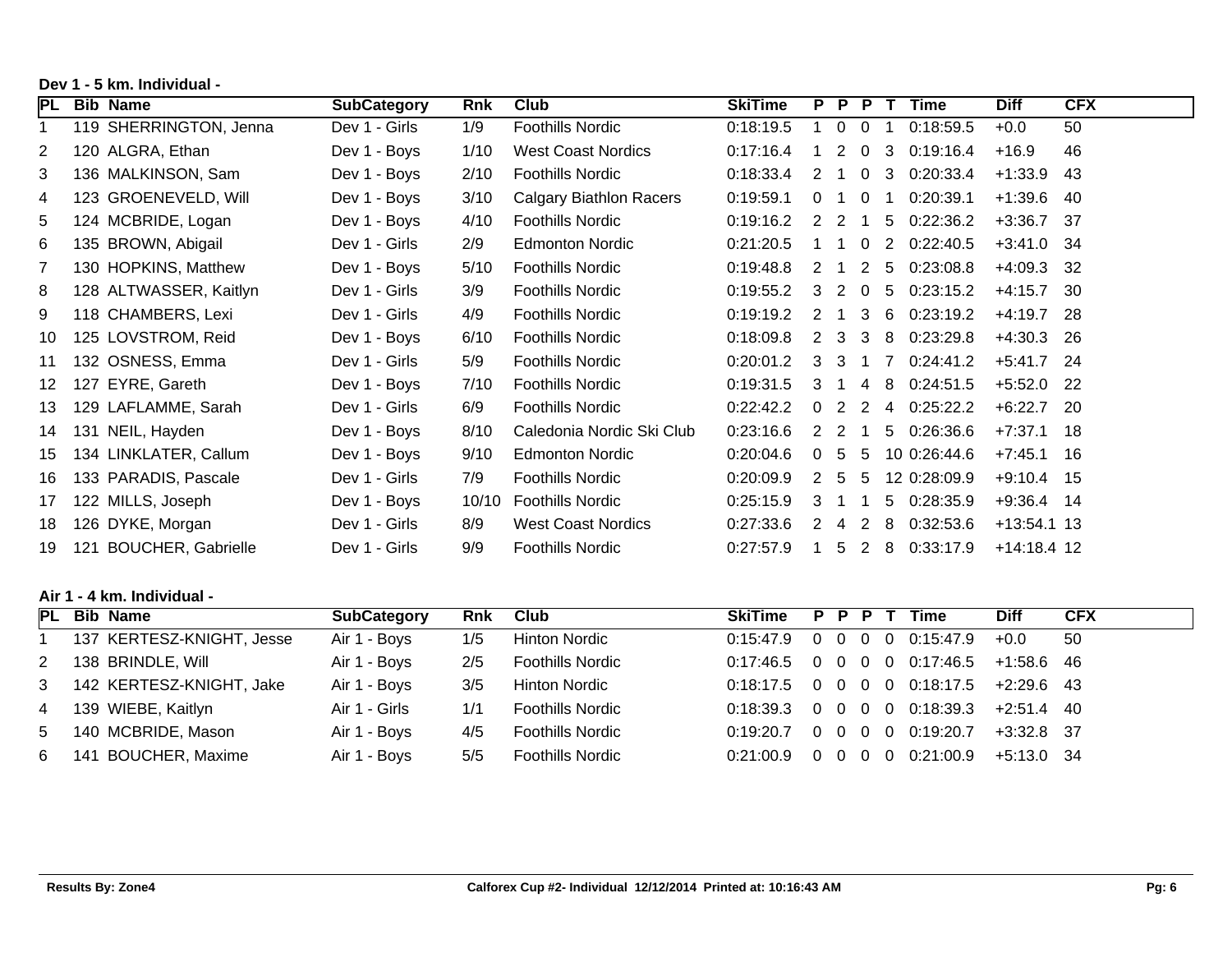**Dev 1 - 5 km. Individual -**

| PL | Bib | Name | SubCategory | Rnk | Club | SkiTime | P | P | P | T | Time | Diff | CFX |
|---|---|---|---|---|---|---|---|---|---|---|---|---|---|
| 1 | 119 | SHERRINGTON, Jenna | Dev 1 - Girls | 1/9 | Foothills Nordic | 0:18:19.5 | 1 | 0 | 0 | 1 | 0:18:59.5 | +0.0 | 50 |
| 2 | 120 | ALGRA, Ethan | Dev 1 - Boys | 1/10 | West Coast Nordics | 0:17:16.4 | 1 | 2 | 0 | 3 | 0:19:16.4 | +16.9 | 46 |
| 3 | 136 | MALKINSON, Sam | Dev 1 - Boys | 2/10 | Foothills Nordic | 0:18:33.4 | 2 | 1 | 0 | 3 | 0:20:33.4 | +1:33.9 | 43 |
| 4 | 123 | GROENEVELD, Will | Dev 1 - Boys | 3/10 | Calgary Biathlon Racers | 0:19:59.1 | 0 | 1 | 0 | 1 | 0:20:39.1 | +1:39.6 | 40 |
| 5 | 124 | MCBRIDE, Logan | Dev 1 - Boys | 4/10 | Foothills Nordic | 0:19:16.2 | 2 | 2 | 1 | 5 | 0:22:36.2 | +3:36.7 | 37 |
| 6 | 135 | BROWN, Abigail | Dev 1 - Girls | 2/9 | Edmonton Nordic | 0:21:20.5 | 1 | 1 | 0 | 2 | 0:22:40.5 | +3:41.0 | 34 |
| 7 | 130 | HOPKINS, Matthew | Dev 1 - Boys | 5/10 | Foothills Nordic | 0:19:48.8 | 2 | 1 | 2 | 5 | 0:23:08.8 | +4:09.3 | 32 |
| 8 | 128 | ALTWASSER, Kaitlyn | Dev 1 - Girls | 3/9 | Foothills Nordic | 0:19:55.2 | 3 | 2 | 0 | 5 | 0:23:15.2 | +4:15.7 | 30 |
| 9 | 118 | CHAMBERS, Lexi | Dev 1 - Girls | 4/9 | Foothills Nordic | 0:19:19.2 | 2 | 1 | 3 | 6 | 0:23:19.2 | +4:19.7 | 28 |
| 10 | 125 | LOVSTROM, Reid | Dev 1 - Boys | 6/10 | Foothills Nordic | 0:18:09.8 | 2 | 3 | 3 | 8 | 0:23:29.8 | +4:30.3 | 26 |
| 11 | 132 | OSNESS, Emma | Dev 1 - Girls | 5/9 | Foothills Nordic | 0:20:01.2 | 3 | 3 | 1 | 7 | 0:24:41.2 | +5:41.7 | 24 |
| 12 | 127 | EYRE, Gareth | Dev 1 - Boys | 7/10 | Foothills Nordic | 0:19:31.5 | 3 | 1 | 4 | 8 | 0:24:51.5 | +5:52.0 | 22 |
| 13 | 129 | LAFLAMME, Sarah | Dev 1 - Girls | 6/9 | Foothills Nordic | 0:22:42.2 | 0 | 2 | 2 | 4 | 0:25:22.2 | +6:22.7 | 20 |
| 14 | 131 | NEIL, Hayden | Dev 1 - Boys | 8/10 | Caledonia Nordic Ski Club | 0:23:16.6 | 2 | 2 | 1 | 5 | 0:26:36.6 | +7:37.1 | 18 |
| 15 | 134 | LINKLATER, Callum | Dev 1 - Boys | 9/10 | Edmonton Nordic | 0:20:04.6 | 0 | 5 | 5 | 10 | 0:26:44.6 | +7:45.1 | 16 |
| 16 | 133 | PARADIS, Pascale | Dev 1 - Girls | 7/9 | Foothills Nordic | 0:20:09.9 | 2 | 5 | 5 | 12 | 0:28:09.9 | +9:10.4 | 15 |
| 17 | 122 | MILLS, Joseph | Dev 1 - Boys | 10/10 | Foothills Nordic | 0:25:15.9 | 3 | 1 | 1 | 5 | 0:28:35.9 | +9:36.4 | 14 |
| 18 | 126 | DYKE, Morgan | Dev 1 - Girls | 8/9 | West Coast Nordics | 0:27:33.6 | 2 | 4 | 2 | 8 | 0:32:53.6 | +13:54.1 | 13 |
| 19 | 121 | BOUCHER, Gabrielle | Dev 1 - Girls | 9/9 | Foothills Nordic | 0:27:57.9 | 1 | 5 | 2 | 8 | 0:33:17.9 | +14:18.4 | 12 |

**Air 1 - 4 km. Individual -**

| PL | Bib | Name | SubCategory | Rnk | Club | SkiTime | P | P | P | T | Time | Diff | CFX |
|---|---|---|---|---|---|---|---|---|---|---|---|---|---|
| 1 | 137 | KERTESZ-KNIGHT, Jesse | Air 1 - Boys | 1/5 | Hinton Nordic | 0:15:47.9 | 0 | 0 | 0 | 0 | 0:15:47.9 | +0.0 | 50 |
| 2 | 138 | BRINDLE, Will | Air 1 - Boys | 2/5 | Foothills Nordic | 0:17:46.5 | 0 | 0 | 0 | 0 | 0:17:46.5 | +1:58.6 | 46 |
| 3 | 142 | KERTESZ-KNIGHT, Jake | Air 1 - Boys | 3/5 | Hinton Nordic | 0:18:17.5 | 0 | 0 | 0 | 0 | 0:18:17.5 | +2:29.6 | 43 |
| 4 | 139 | WIEBE, Kaitlyn | Air 1 - Girls | 1/1 | Foothills Nordic | 0:18:39.3 | 0 | 0 | 0 | 0 | 0:18:39.3 | +2:51.4 | 40 |
| 5 | 140 | MCBRIDE, Mason | Air 1 - Boys | 4/5 | Foothills Nordic | 0:19:20.7 | 0 | 0 | 0 | 0 | 0:19:20.7 | +3:32.8 | 37 |
| 6 | 141 | BOUCHER, Maxime | Air 1 - Boys | 5/5 | Foothills Nordic | 0:21:00.9 | 0 | 0 | 0 | 0 | 0:21:00.9 | +5:13.0 | 34 |